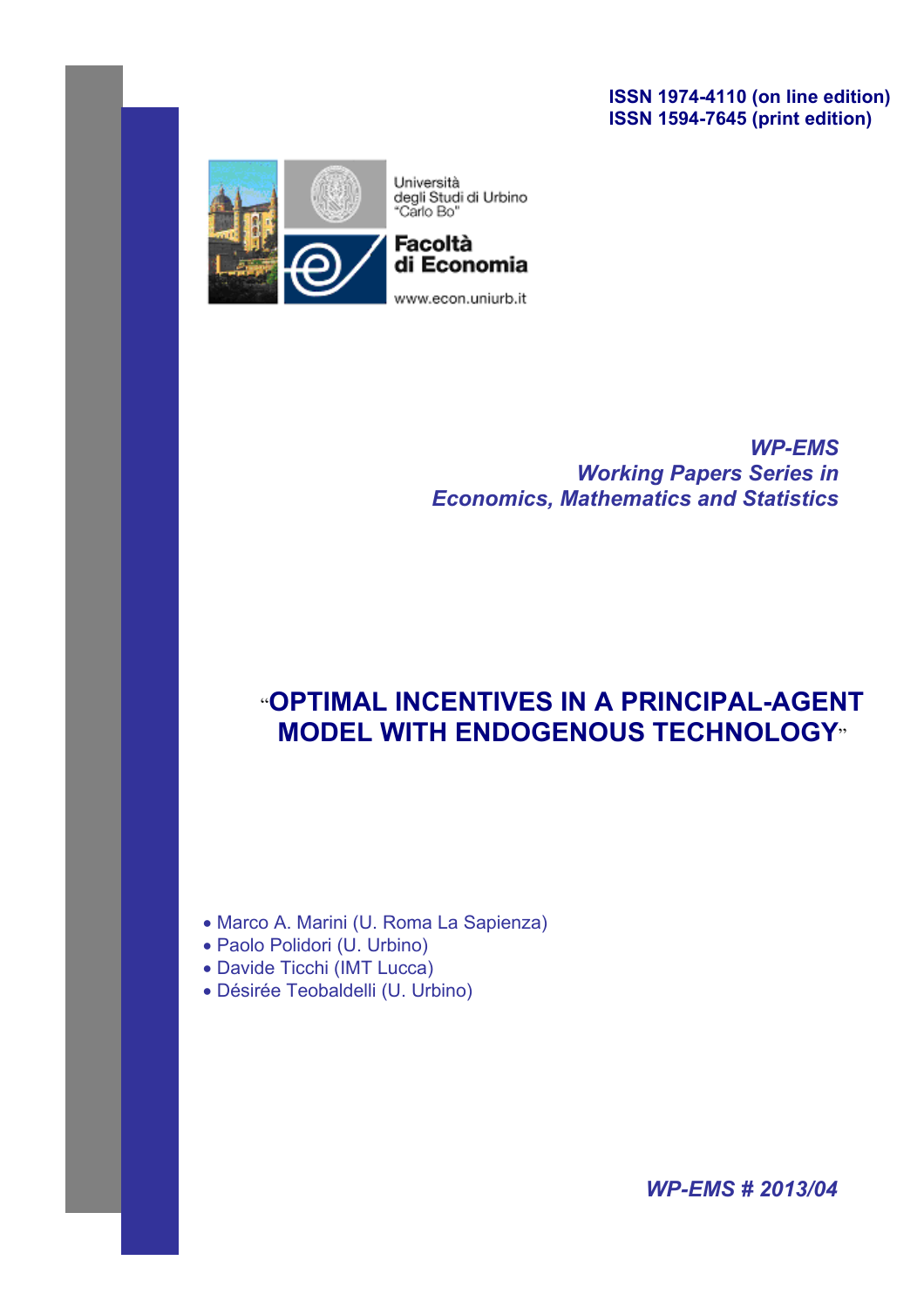ISSN 1974-4110 (on line edition)
ISSN 1594-7645 (print edition)

Università degli Studi di Urbino "Carlo Bo"

**Facoltà di Economia**

www.econ.uniurb.it

***WP-EMS***
***Working Papers Series in Economics, Mathematics and Statistics***

# "OPTIMAL INCENTIVES IN A PRINCIPAL-AGENT MODEL WITH ENDOGENOUS TECHNOLOGY"

- Marco A. Marini (U. Roma La Sapienza)
- Paolo Polidori (U. Urbino)
- Davide Ticchi (IMT Lucca)
- Désirée Teobaldelli (U. Urbino)

***WP-EMS # 2013/04***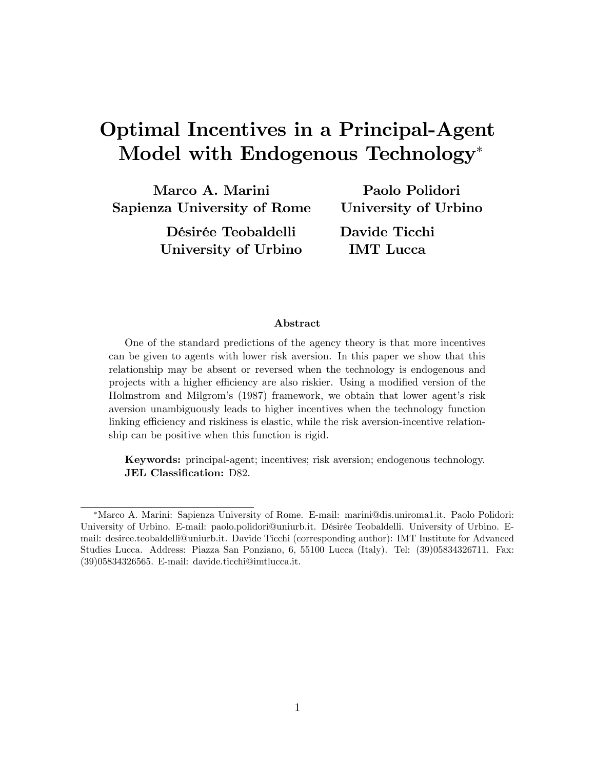# Optimal Incentives in a Principal-Agent Model with Endogenous Technology*

**Marco A. Marini**
**Sapienza University of Rome**

**Paolo Polidori**
**University of Urbino**

**Désirée Teobaldelli**
**University of Urbino**

**Davide Ticchi**
**IMT Lucca**

### Abstract

One of the standard predictions of the agency theory is that more incentives can be given to agents with lower risk aversion. In this paper we show that this relationship may be absent or reversed when the technology is endogenous and projects with a higher efficiency are also riskier. Using a modified version of the Holmstrom and Milgrom's (1987) framework, we obtain that lower agent's risk aversion unambiguously leads to higher incentives when the technology function linking efficiency and riskiness is elastic, while the risk aversion-incentive relationship can be positive when this function is rigid.

**Keywords:** principal-agent; incentives; risk aversion; endogenous technology.
**JEL Classification:** D82.

---

*Marco A. Marini: Sapienza University of Rome. E-mail: marini@dis.uniroma1.it. Paolo Polidori: University of Urbino. E-mail: paolo.polidori@uniurb.it. Désirée Teobaldelli. University of Urbino. E-mail: desiree.teobaldelli@uniurb.it. Davide Ticchi (corresponding author): IMT Institute for Advanced Studies Lucca. Address: Piazza San Ponziano, 6, 55100 Lucca (Italy). Tel: (39)05834326711. Fax: (39)05834326565. E-mail: davide.ticchi@imtlucca.it.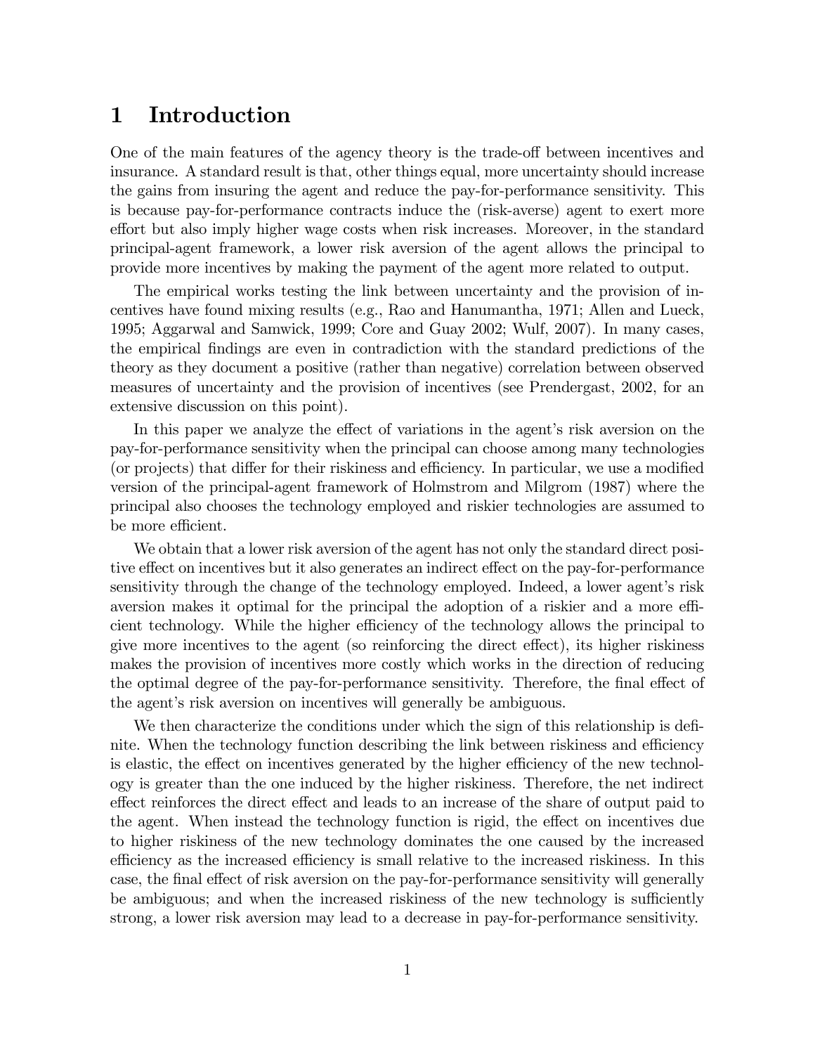# 1 Introduction

One of the main features of the agency theory is the trade-off between incentives and insurance. A standard result is that, other things equal, more uncertainty should increase the gains from insuring the agent and reduce the pay-for-performance sensitivity. This is because pay-for-performance contracts induce the (risk-averse) agent to exert more effort but also imply higher wage costs when risk increases. Moreover, in the standard principal-agent framework, a lower risk aversion of the agent allows the principal to provide more incentives by making the payment of the agent more related to output.

The empirical works testing the link between uncertainty and the provision of incentives have found mixing results (e.g., Rao and Hanumantha, 1971; Allen and Lueck, 1995; Aggarwal and Samwick, 1999; Core and Guay 2002; Wulf, 2007). In many cases, the empirical findings are even in contradiction with the standard predictions of the theory as they document a positive (rather than negative) correlation between observed measures of uncertainty and the provision of incentives (see Prendergast, 2002, for an extensive discussion on this point).

In this paper we analyze the effect of variations in the agent's risk aversion on the pay-for-performance sensitivity when the principal can choose among many technologies (or projects) that differ for their riskiness and efficiency. In particular, we use a modified version of the principal-agent framework of Holmstrom and Milgrom (1987) where the principal also chooses the technology employed and riskier technologies are assumed to be more efficient.

We obtain that a lower risk aversion of the agent has not only the standard direct positive effect on incentives but it also generates an indirect effect on the pay-for-performance sensitivity through the change of the technology employed. Indeed, a lower agent's risk aversion makes it optimal for the principal the adoption of a riskier and a more efficient technology. While the higher efficiency of the technology allows the principal to give more incentives to the agent (so reinforcing the direct effect), its higher riskiness makes the provision of incentives more costly which works in the direction of reducing the optimal degree of the pay-for-performance sensitivity. Therefore, the final effect of the agent's risk aversion on incentives will generally be ambiguous.

We then characterize the conditions under which the sign of this relationship is definite. When the technology function describing the link between riskiness and efficiency is elastic, the effect on incentives generated by the higher efficiency of the new technology is greater than the one induced by the higher riskiness. Therefore, the net indirect effect reinforces the direct effect and leads to an increase of the share of output paid to the agent. When instead the technology function is rigid, the effect on incentives due to higher riskiness of the new technology dominates the one caused by the increased efficiency as the increased efficiency is small relative to the increased riskiness. In this case, the final effect of risk aversion on the pay-for-performance sensitivity will generally be ambiguous; and when the increased riskiness of the new technology is sufficiently strong, a lower risk aversion may lead to a decrease in pay-for-performance sensitivity.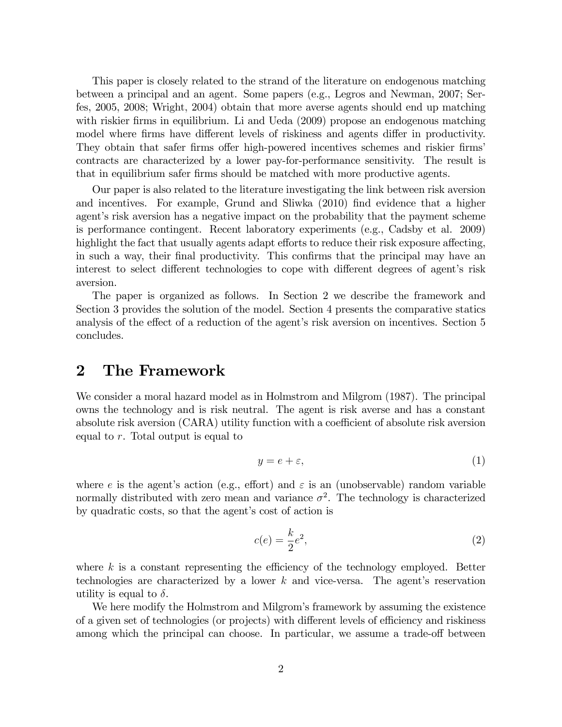This paper is closely related to the strand of the literature on endogenous matching between a principal and an agent. Some papers (e.g., Legros and Newman, 2007; Serfes, 2005, 2008; Wright, 2004) obtain that more averse agents should end up matching with riskier firms in equilibrium. Li and Ueda (2009) propose an endogenous matching model where firms have different levels of riskiness and agents differ in productivity. They obtain that safer firms offer high-powered incentives schemes and riskier firms' contracts are characterized by a lower pay-for-performance sensitivity. The result is that in equilibrium safer firms should be matched with more productive agents.

Our paper is also related to the literature investigating the link between risk aversion and incentives. For example, Grund and Sliwka (2010) find evidence that a higher agent's risk aversion has a negative impact on the probability that the payment scheme is performance contingent. Recent laboratory experiments (e.g., Cadsby et al. 2009) highlight the fact that usually agents adapt efforts to reduce their risk exposure affecting, in such a way, their final productivity. This confirms that the principal may have an interest to select different technologies to cope with different degrees of agent's risk aversion.

The paper is organized as follows. In Section 2 we describe the framework and Section 3 provides the solution of the model. Section 4 presents the comparative statics analysis of the effect of a reduction of the agent's risk aversion on incentives. Section 5 concludes.

## 2 The Framework

We consider a moral hazard model as in Holmstrom and Milgrom (1987). The principal owns the technology and is risk neutral. The agent is risk averse and has a constant absolute risk aversion (CARA) utility function with a coefficient of absolute risk aversion equal to $r$. Total output is equal to

$$y = e + \varepsilon, \tag{1}$$

where $e$ is the agent's action (e.g., effort) and $\varepsilon$ is an (unobservable) random variable normally distributed with zero mean and variance $\sigma^2$. The technology is characterized by quadratic costs, so that the agent's cost of action is

$$c(e) = \frac{k}{2}e^2, \tag{2}$$

where $k$ is a constant representing the efficiency of the technology employed. Better technologies are characterized by a lower $k$ and vice-versa. The agent's reservation utility is equal to $\delta$.

We here modify the Holmstrom and Milgrom's framework by assuming the existence of a given set of technologies (or projects) with different levels of efficiency and riskiness among which the principal can choose. In particular, we assume a trade-off between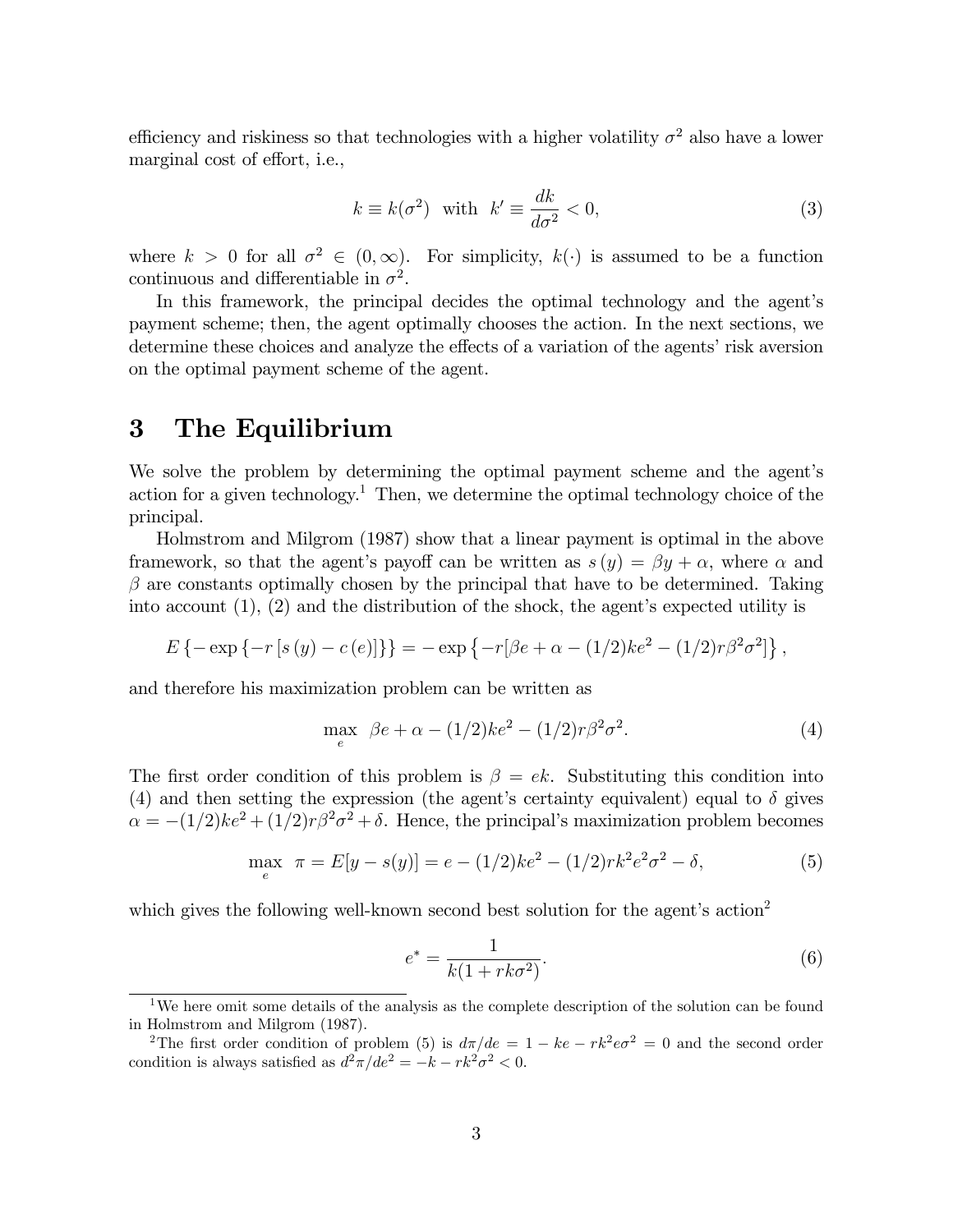efficiency and riskiness so that technologies with a higher volatility $\sigma^2$ also have a lower marginal cost of effort, i.e.,

$$k \equiv k(\sigma^2) \;\; \text{with} \;\; k' \equiv \frac{dk}{d\sigma^2} < 0, \tag{3}$$

where $k > 0$ for all $\sigma^2 \in (0, \infty)$. For simplicity, $k(\cdot)$ is assumed to be a function continuous and differentiable in $\sigma^2$.

In this framework, the principal decides the optimal technology and the agent's payment scheme; then, the agent optimally chooses the action. In the next sections, we determine these choices and analyze the effects of a variation of the agents' risk aversion on the optimal payment scheme of the agent.

# 3 The Equilibrium

We solve the problem by determining the optimal payment scheme and the agent's action for a given technology.[1] Then, we determine the optimal technology choice of the principal.

Holmstrom and Milgrom (1987) show that a linear payment is optimal in the above framework, so that the agent's payoff can be written as $s(y) = \beta y + \alpha$, where $\alpha$ and $\beta$ are constants optimally chosen by the principal that have to be determined. Taking into account (1), (2) and the distribution of the shock, the agent's expected utility is

$$E\{-\exp\{-r[s(y) - c(e)]\}\} = -\exp\{-r[\beta e + \alpha - (1/2)ke^2 - (1/2)r\beta^2\sigma^2]\},$$

and therefore his maximization problem can be written as

$$\max_e \;\; \beta e + \alpha - (1/2)ke^2 - (1/2)r\beta^2\sigma^2. \tag{4}$$

The first order condition of this problem is $\beta = ek$. Substituting this condition into (4) and then setting the expression (the agent's certainty equivalent) equal to $\delta$ gives $\alpha = -(1/2)ke^2 + (1/2)r\beta^2\sigma^2 + \delta$. Hence, the principal's maximization problem becomes

$$\max_e \;\; \pi = E[y - s(y)] = e - (1/2)ke^2 - (1/2)rk^2e^2\sigma^2 - \delta, \tag{5}$$

which gives the following well-known second best solution for the agent's action[2]

$$e^* = \frac{1}{k(1 + rk\sigma^2)}. \tag{6}$$

[1] We here omit some details of the analysis as the complete description of the solution can be found in Holmstrom and Milgrom (1987).

[2] The first order condition of problem (5) is $d\pi/de = 1 - ke - rk^2e\sigma^2 = 0$ and the second order condition is always satisfied as $d^2\pi/de^2 = -k - rk^2\sigma^2 < 0$.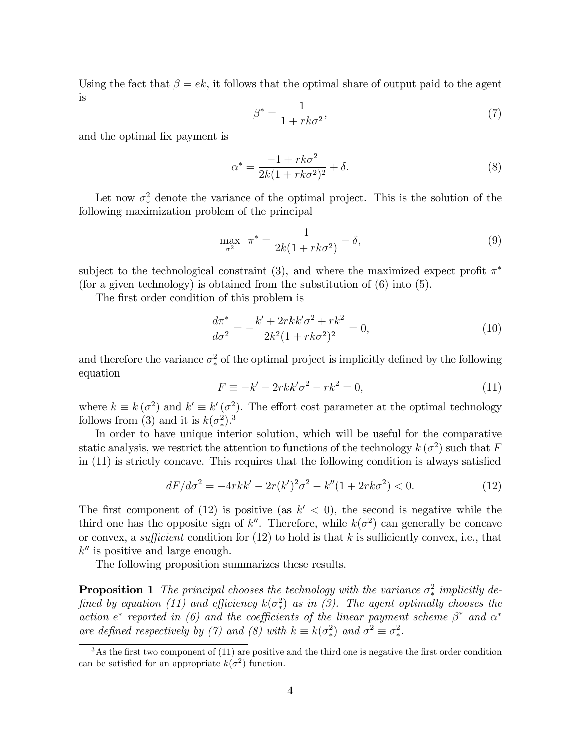Using the fact that $\beta = ek$, it follows that the optimal share of output paid to the agent is

$$\beta^* = \frac{1}{1 + rk\sigma^2}, \tag{7}$$

and the optimal fix payment is

$$\alpha^* = \frac{-1 + rk\sigma^2}{2k(1 + rk\sigma^2)^2} + \delta. \tag{8}$$

Let now $\sigma_*^2$ denote the variance of the optimal project. This is the solution of the following maximization problem of the principal

$$\max_{\sigma^2} \ \pi^* = \frac{1}{2k(1 + rk\sigma^2)} - \delta, \tag{9}$$

subject to the technological constraint (3), and where the maximized expect profit $\pi^*$ (for a given technology) is obtained from the substitution of (6) into (5).

The first order condition of this problem is

$$\frac{d\pi^*}{d\sigma^2} = -\frac{k' + 2rkk'\sigma^2 + rk^2}{2k^2(1 + rk\sigma^2)^2} = 0, \tag{10}$$

and therefore the variance $\sigma_*^2$ of the optimal project is implicitly defined by the following equation

$$F \equiv -k' - 2rkk'\sigma^2 - rk^2 = 0, \tag{11}$$

where $k \equiv k(\sigma^2)$ and $k' \equiv k'(\sigma^2)$. The effort cost parameter at the optimal technology follows from (3) and it is $k(\sigma_*^2)$.[3]

In order to have unique interior solution, which will be useful for the comparative static analysis, we restrict the attention to functions of the technology $k(\sigma^2)$ such that $F$ in (11) is strictly concave. This requires that the following condition is always satisfied

$$dF/d\sigma^2 = -4rkk' - 2r(k')^2\sigma^2 - k''(1 + 2rk\sigma^2) < 0. \tag{12}$$

The first component of (12) is positive (as $k' < 0$), the second is negative while the third one has the opposite sign of $k''$. Therefore, while $k(\sigma^2)$ can generally be concave or convex, a *sufficient* condition for (12) to hold is that $k$ is sufficiently convex, i.e., that $k''$ is positive and large enough.

The following proposition summarizes these results.

**Proposition 1** *The principal chooses the technology with the variance $\sigma_*^2$ implicitly defined by equation (11) and efficiency $k(\sigma_*^2)$ as in (3). The agent optimally chooses the action $e^*$ reported in (6) and the coefficients of the linear payment scheme $\beta^*$ and $\alpha^*$ are defined respectively by (7) and (8) with $k \equiv k(\sigma_*^2)$ and $\sigma^2 \equiv \sigma_*^2$.*

[3] As the first two component of (11) are positive and the third one is negative the first order condition can be satisfied for an appropriate $k(\sigma^2)$ function.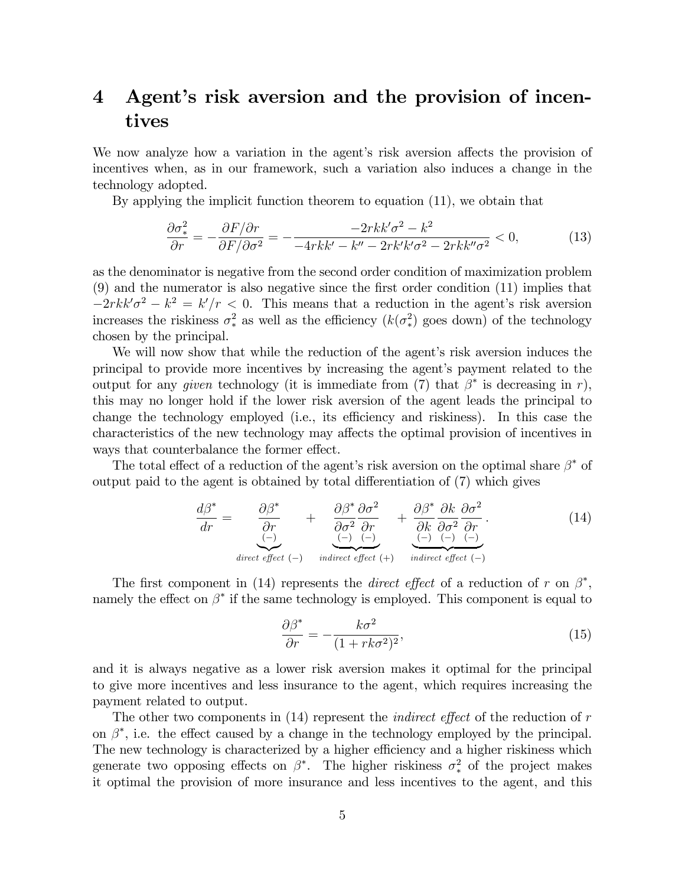# 4 Agent's risk aversion and the provision of incentives

We now analyze how a variation in the agent's risk aversion affects the provision of incentives when, as in our framework, such a variation also induces a change in the technology adopted.

By applying the implicit function theorem to equation (11), we obtain that

$$\frac{\partial \sigma_*^2}{\partial r} = -\frac{\partial F/\partial r}{\partial F/\partial \sigma^2} = -\frac{-2rkk'\sigma^2 - k^2}{-4rkk' - k'' - 2rk'k'\sigma^2 - 2rkk''\sigma^2} < 0, \tag{13}$$

as the denominator is negative from the second order condition of maximization problem (9) and the numerator is also negative since the first order condition (11) implies that $-2rkk'\sigma^2 - k^2 = k'/r < 0$. This means that a reduction in the agent's risk aversion increases the riskiness $\sigma_*^2$ as well as the efficiency ($k(\sigma_*^2)$ goes down) of the technology chosen by the principal.

We will now show that while the reduction of the agent's risk aversion induces the principal to provide more incentives by increasing the agent's payment related to the output for any *given* technology (it is immediate from (7) that $\beta^*$ is decreasing in $r$), this may no longer hold if the lower risk aversion of the agent leads the principal to change the technology employed (i.e., its efficiency and riskiness). In this case the characteristics of the new technology may affects the optimal provision of incentives in ways that counterbalance the former effect.

The total effect of a reduction of the agent's risk aversion on the optimal share $\beta^*$ of output paid to the agent is obtained by total differentiation of (7) which gives

$$\frac{d\beta^*}{dr} = \underbrace{\underset{(-)}{\frac{\partial \beta^*}{\partial r}}}_{\textit{direct effect } (-)} + \underbrace{\underset{(-)}{\frac{\partial \beta^*}{\partial \sigma^2}}\underset{(-)}{\frac{\partial \sigma^2}{\partial r}}}_{\textit{indirect effect } (+)} + \underbrace{\underset{(-)}{\frac{\partial \beta^*}{\partial k}}\underset{(-)}{\frac{\partial k}{\partial \sigma^2}}\underset{(-)}{\frac{\partial \sigma^2}{\partial r}}}_{\textit{indirect effect } (-)}. \tag{14}$$

The first component in (14) represents the *direct effect* of a reduction of $r$ on $\beta^*$, namely the effect on $\beta^*$ if the same technology is employed. This component is equal to

$$\frac{\partial \beta^*}{\partial r} = -\frac{k\sigma^2}{(1 + rk\sigma^2)^2}, \tag{15}$$

and it is always negative as a lower risk aversion makes it optimal for the principal to give more incentives and less insurance to the agent, which requires increasing the payment related to output.

The other two components in (14) represent the *indirect effect* of the reduction of $r$ on $\beta^*$, i.e. the effect caused by a change in the technology employed by the principal. The new technology is characterized by a higher efficiency and a higher riskiness which generate two opposing effects on $\beta^*$. The higher riskiness $\sigma_*^2$ of the project makes it optimal the provision of more insurance and less incentives to the agent, and this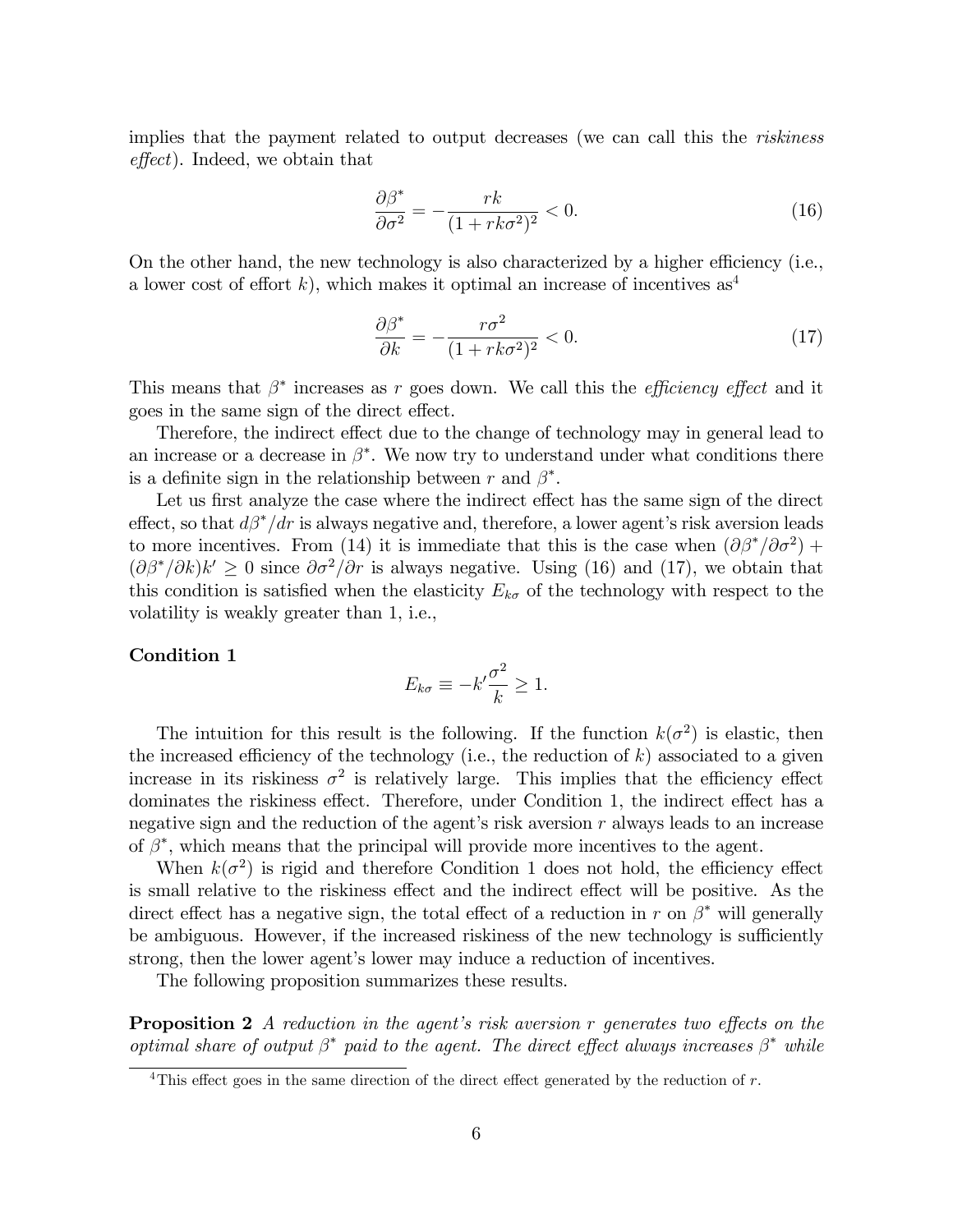implies that the payment related to output decreases (we can call this the *riskiness effect*). Indeed, we obtain that

$$\frac{\partial \beta^*}{\partial \sigma^2} = -\frac{rk}{(1 + rk\sigma^2)^2} < 0. \tag{16}$$

On the other hand, the new technology is also characterized by a higher efficiency (i.e., a lower cost of effort $k$), which makes it optimal an increase of incentives as[4]

$$\frac{\partial \beta^*}{\partial k} = -\frac{r\sigma^2}{(1 + rk\sigma^2)^2} < 0. \tag{17}$$

This means that $\beta^*$ increases as $r$ goes down. We call this the *efficiency effect* and it goes in the same sign of the direct effect.

Therefore, the indirect effect due to the change of technology may in general lead to an increase or a decrease in $\beta^*$. We now try to understand under what conditions there is a definite sign in the relationship between $r$ and $\beta^*$.

Let us first analyze the case where the indirect effect has the same sign of the direct effect, so that $d\beta^*/dr$ is always negative and, therefore, a lower agent's risk aversion leads to more incentives. From (14) it is immediate that this is the case when $(\partial\beta^*/\partial\sigma^2) + (\partial\beta^*/\partial k)k' \geq 0$ since $\partial\sigma^2/\partial r$ is always negative. Using (16) and (17), we obtain that this condition is satisfied when the elasticity $E_{k\sigma}$ of the technology with respect to the volatility is weakly greater than 1, i.e.,

**Condition 1**

$$E_{k\sigma} \equiv -k' \frac{\sigma^2}{k} \geq 1.$$

The intuition for this result is the following. If the function $k(\sigma^2)$ is elastic, then the increased efficiency of the technology (i.e., the reduction of $k$) associated to a given increase in its riskiness $\sigma^2$ is relatively large. This implies that the efficiency effect dominates the riskiness effect. Therefore, under Condition 1, the indirect effect has a negative sign and the reduction of the agent's risk aversion $r$ always leads to an increase of $\beta^*$, which means that the principal will provide more incentives to the agent.

When $k(\sigma^2)$ is rigid and therefore Condition 1 does not hold, the efficiency effect is small relative to the riskiness effect and the indirect effect will be positive. As the direct effect has a negative sign, the total effect of a reduction in $r$ on $\beta^*$ will generally be ambiguous. However, if the increased riskiness of the new technology is sufficiently strong, then the lower agent's lower may induce a reduction of incentives.

The following proposition summarizes these results.

**Proposition 2** *A reduction in the agent's risk aversion $r$ generates two effects on the optimal share of output $\beta^*$ paid to the agent. The direct effect always increases $\beta^*$ while*

[4] This effect goes in the same direction of the direct effect generated by the reduction of $r$.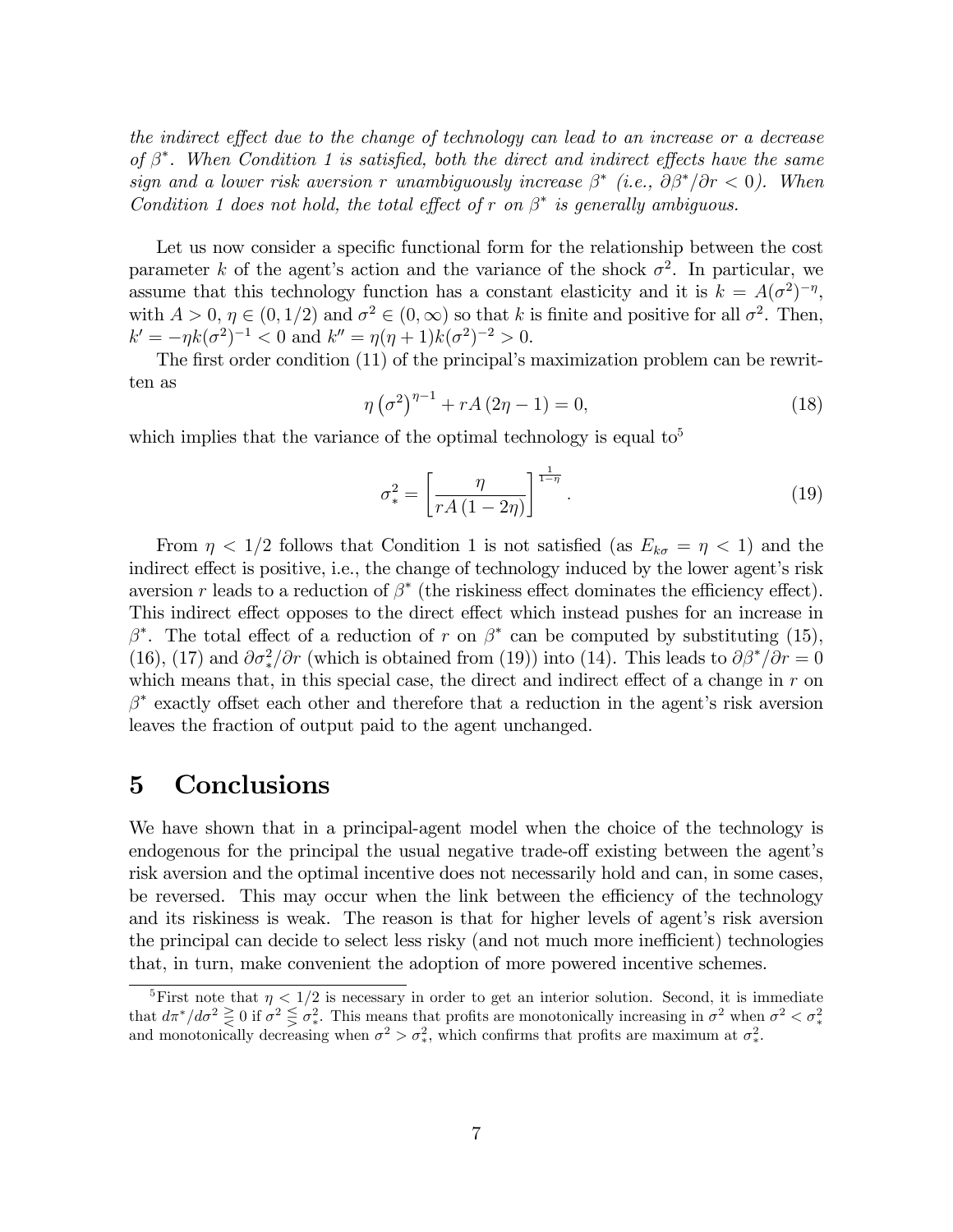*the indirect effect due to the change of technology can lead to an increase or a decrease of $\beta^*$. When Condition 1 is satisfied, both the direct and indirect effects have the same sign and a lower risk aversion $r$ unambiguously increase $\beta^*$ (i.e., $\partial\beta^*/\partial r < 0$). When Condition 1 does not hold, the total effect of $r$ on $\beta^*$ is generally ambiguous.*

Let us now consider a specific functional form for the relationship between the cost parameter $k$ of the agent's action and the variance of the shock $\sigma^2$. In particular, we assume that this technology function has a constant elasticity and it is $k = A(\sigma^2)^{-\eta}$, with $A > 0$, $\eta \in (0, 1/2)$ and $\sigma^2 \in (0, \infty)$ so that $k$ is finite and positive for all $\sigma^2$. Then, $k' = -\eta k(\sigma^2)^{-1} < 0$ and $k'' = \eta(\eta+1)k(\sigma^2)^{-2} > 0$.

The first order condition (11) of the principal's maximization problem can be rewritten as

$$\eta \left(\sigma^2\right)^{\eta-1} + rA\left(2\eta - 1\right) = 0, \tag{18}$$

which implies that the variance of the optimal technology is equal to[5]

$$\sigma_*^2 = \left[\frac{\eta}{rA\left(1-2\eta\right)}\right]^{\frac{1}{1-\eta}}. \tag{19}$$

From $\eta < 1/2$ follows that Condition 1 is not satisfied (as $E_{k\sigma} = \eta < 1$) and the indirect effect is positive, i.e., the change of technology induced by the lower agent's risk aversion $r$ leads to a reduction of $\beta^*$ (the riskiness effect dominates the efficiency effect). This indirect effect opposes to the direct effect which instead pushes for an increase in $\beta^*$. The total effect of a reduction of $r$ on $\beta^*$ can be computed by substituting (15), (16), (17) and $\partial\sigma_*^2/\partial r$ (which is obtained from (19)) into (14). This leads to $\partial\beta^*/\partial r = 0$ which means that, in this special case, the direct and indirect effect of a change in $r$ on $\beta^*$ exactly offset each other and therefore that a reduction in the agent's risk aversion leaves the fraction of output paid to the agent unchanged.

# 5 Conclusions

We have shown that in a principal-agent model when the choice of the technology is endogenous for the principal the usual negative trade-off existing between the agent's risk aversion and the optimal incentive does not necessarily hold and can, in some cases, be reversed. This may occur when the link between the efficiency of the technology and its riskiness is weak. The reason is that for higher levels of agent's risk aversion the principal can decide to select less risky (and not much more inefficient) technologies that, in turn, make convenient the adoption of more powered incentive schemes.

[5] First note that $\eta < 1/2$ is necessary in order to get an interior solution. Second, it is immediate that $d\pi^*/d\sigma^2 \gtreqless 0$ if $\sigma^2 \lesseqgtr \sigma_*^2$. This means that profits are monotonically increasing in $\sigma^2$ when $\sigma^2 < \sigma_*^2$ and monotonically decreasing when $\sigma^2 > \sigma_*^2$, which confirms that profits are maximum at $\sigma_*^2$.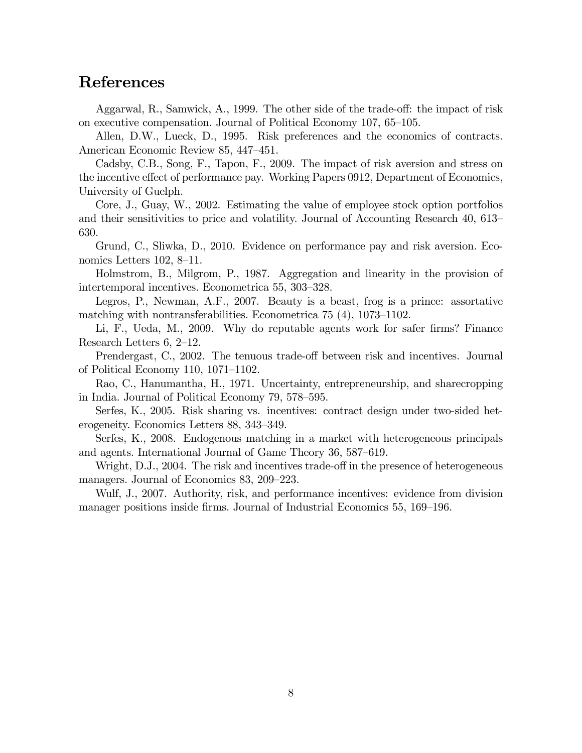## References

Aggarwal, R., Samwick, A., 1999. The other side of the trade-off: the impact of risk on executive compensation. Journal of Political Economy 107, 65–105.

Allen, D.W., Lueck, D., 1995. Risk preferences and the economics of contracts. American Economic Review 85, 447–451.

Cadsby, C.B., Song, F., Tapon, F., 2009. The impact of risk aversion and stress on the incentive effect of performance pay. Working Papers 0912, Department of Economics, University of Guelph.

Core, J., Guay, W., 2002. Estimating the value of employee stock option portfolios and their sensitivities to price and volatility. Journal of Accounting Research 40, 613–630.

Grund, C., Sliwka, D., 2010. Evidence on performance pay and risk aversion. Economics Letters 102, 8–11.

Holmstrom, B., Milgrom, P., 1987. Aggregation and linearity in the provision of intertemporal incentives. Econometrica 55, 303–328.

Legros, P., Newman, A.F., 2007. Beauty is a beast, frog is a prince: assortative matching with nontransferabilities. Econometrica 75 (4), 1073–1102.

Li, F., Ueda, M., 2009. Why do reputable agents work for safer firms? Finance Research Letters 6, 2–12.

Prendergast, C., 2002. The tenuous trade-off between risk and incentives. Journal of Political Economy 110, 1071–1102.

Rao, C., Hanumantha, H., 1971. Uncertainty, entrepreneurship, and sharecropping in India. Journal of Political Economy 79, 578–595.

Serfes, K., 2005. Risk sharing vs. incentives: contract design under two-sided heterogeneity. Economics Letters 88, 343–349.

Serfes, K., 2008. Endogenous matching in a market with heterogeneous principals and agents. International Journal of Game Theory 36, 587–619.

Wright, D.J., 2004. The risk and incentives trade-off in the presence of heterogeneous managers. Journal of Economics 83, 209–223.

Wulf, J., 2007. Authority, risk, and performance incentives: evidence from division manager positions inside firms. Journal of Industrial Economics 55, 169–196.